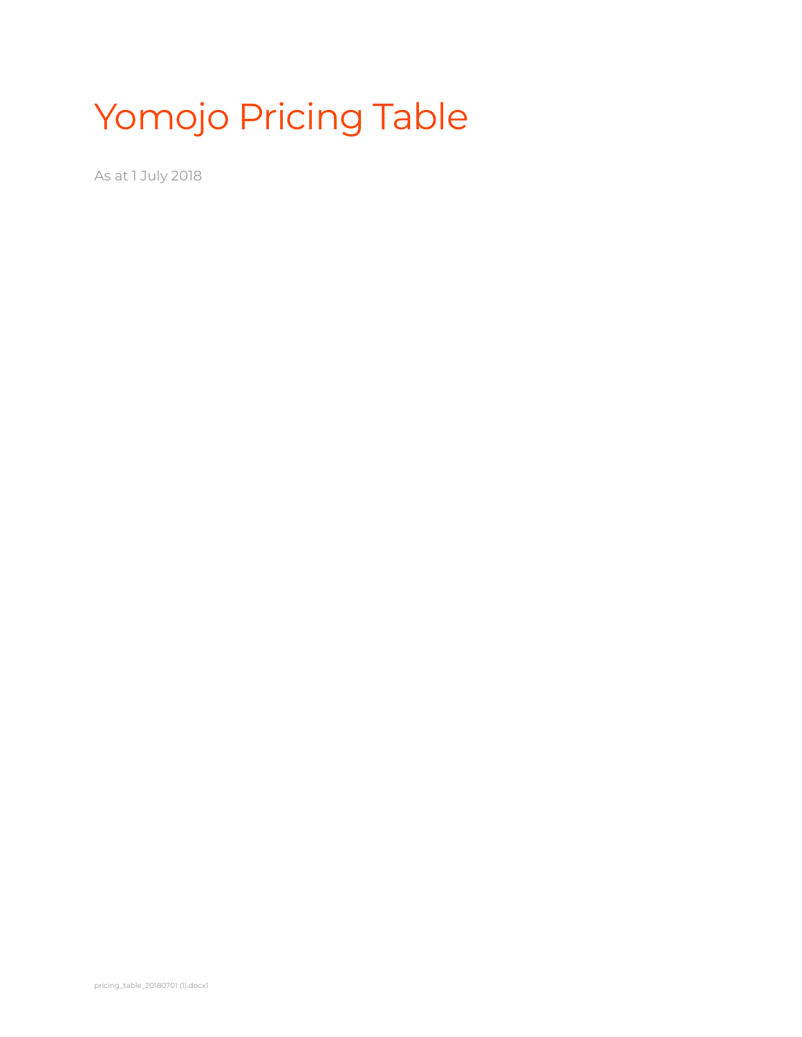# Yomojo Pricing Table

As at 1 July 2018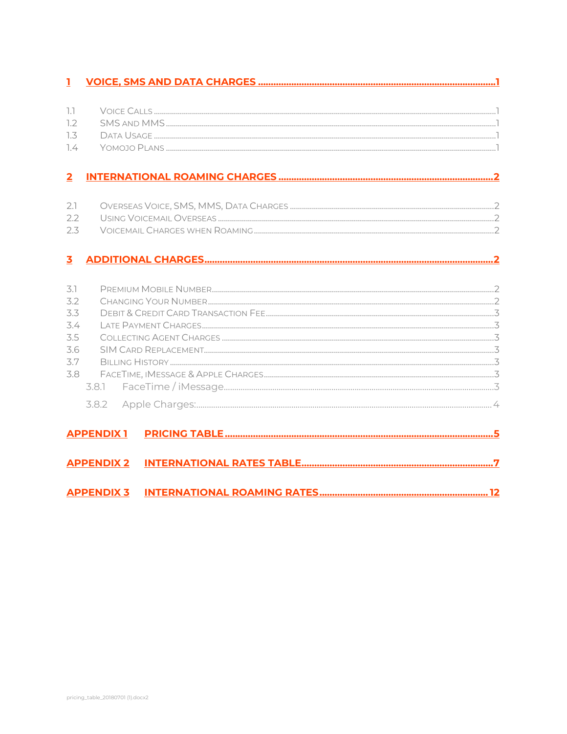1 VOICE, SMS AND DATA CHARGES .......... 1

1.1 Voice Calls .......... 1
1.2 SMS and MMS .......... 1
1.3 Data Usage .......... 1
1.4 Yomojo Plans .......... 1

2 INTERNATIONAL ROAMING CHARGES .......... 2

2.1 Overseas Voice, SMS, MMS, Data Charges .......... 2
2.2 Using Voicemail Overseas .......... 2
2.3 Voicemail Charges when Roaming .......... 2

3 ADDITIONAL CHARGES .......... 2

3.1 Premium Mobile Number .......... 2
3.2 Changing Your Number .......... 2
3.3 Debit & Credit Card Transaction Fee .......... 3
3.4 Late Payment Charges .......... 3
3.5 Collecting Agent Charges .......... 3
3.6 SIM Card Replacement .......... 3
3.7 Billing History .......... 3
3.8 FaceTime, iMessage & Apple Charges .......... 3
3.8.1 FaceTime / iMessage .......... 3
3.8.2 Apple Charges: .......... 4

APPENDIX 1 PRICING TABLE .......... 5

APPENDIX 2 INTERNATIONAL RATES TABLE .......... 7

APPENDIX 3 INTERNATIONAL ROAMING RATES .......... 12

pricing_table_20180701 (1).docx2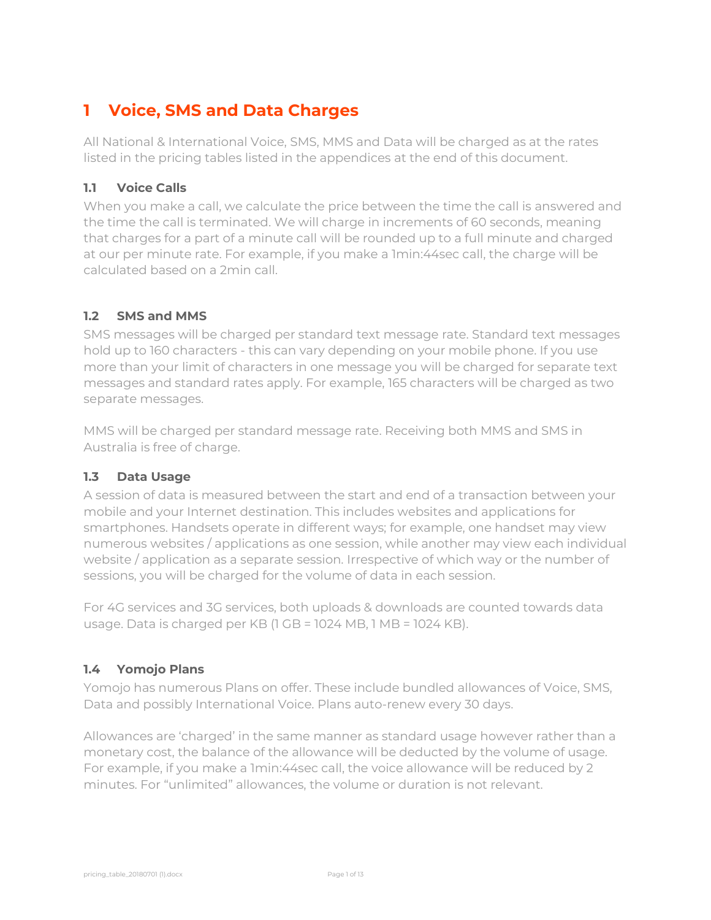# 1 Voice, SMS and Data Charges

All National & International Voice, SMS, MMS and Data will be charged as at the rates listed in the pricing tables listed in the appendices at the end of this document.

## 1.1 Voice Calls

When you make a call, we calculate the price between the time the call is answered and the time the call is terminated. We will charge in increments of 60 seconds, meaning that charges for a part of a minute call will be rounded up to a full minute and charged at our per minute rate. For example, if you make a 1min:44sec call, the charge will be calculated based on a 2min call.

## 1.2 SMS and MMS

SMS messages will be charged per standard text message rate. Standard text messages hold up to 160 characters - this can vary depending on your mobile phone. If you use more than your limit of characters in one message you will be charged for separate text messages and standard rates apply. For example, 165 characters will be charged as two separate messages.

MMS will be charged per standard message rate. Receiving both MMS and SMS in Australia is free of charge.

## 1.3 Data Usage

A session of data is measured between the start and end of a transaction between your mobile and your Internet destination. This includes websites and applications for smartphones. Handsets operate in different ways; for example, one handset may view numerous websites / applications as one session, while another may view each individual website / application as a separate session. Irrespective of which way or the number of sessions, you will be charged for the volume of data in each session.

For 4G services and 3G services, both uploads & downloads are counted towards data usage. Data is charged per KB (1 GB = 1024 MB, 1 MB = 1024 KB).

## 1.4 Yomojo Plans

Yomojo has numerous Plans on offer. These include bundled allowances of Voice, SMS, Data and possibly International Voice. Plans auto-renew every 30 days.

Allowances are 'charged' in the same manner as standard usage however rather than a monetary cost, the balance of the allowance will be deducted by the volume of usage. For example, if you make a 1min:44sec call, the voice allowance will be reduced by 2 minutes. For "unlimited" allowances, the volume or duration is not relevant.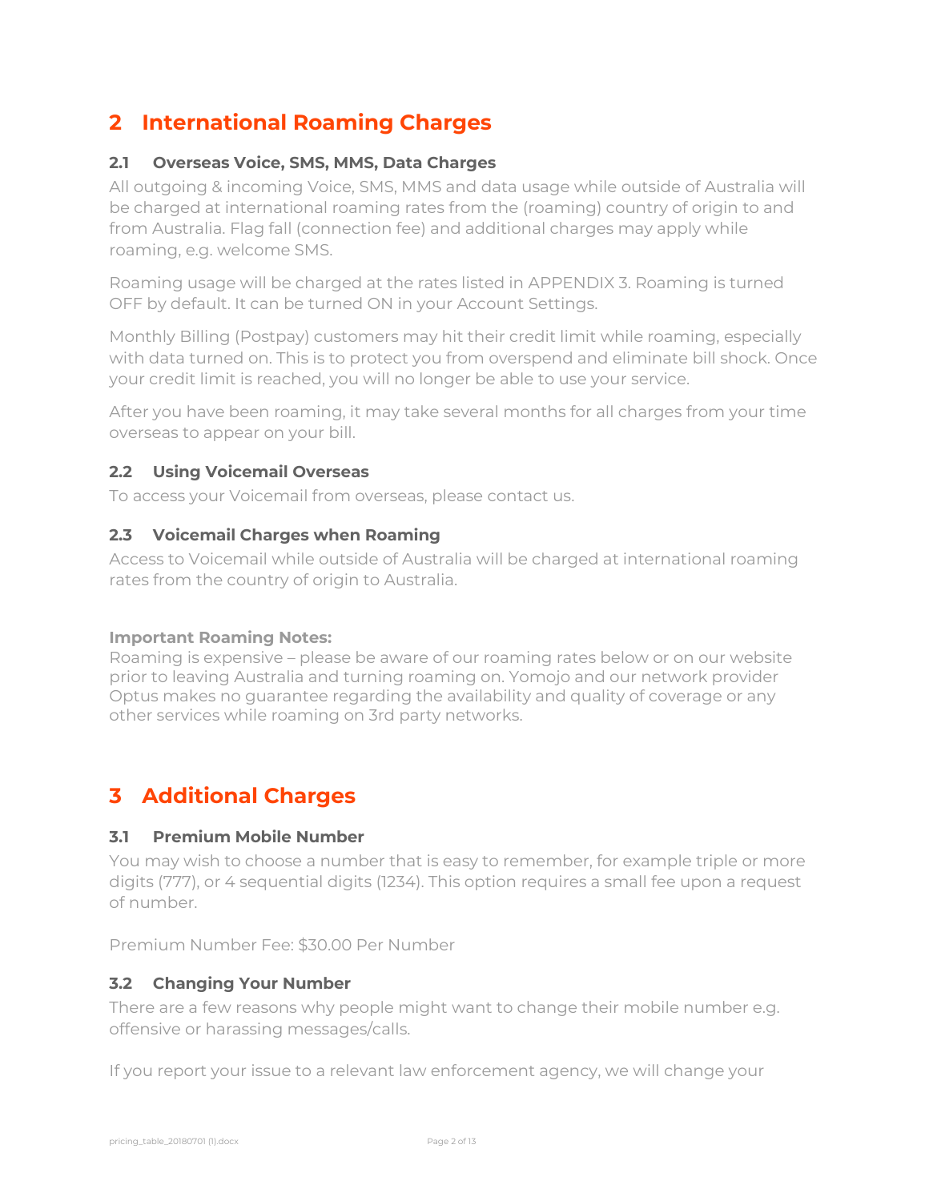# 2 International Roaming Charges

### 2.1 Overseas Voice, SMS, MMS, Data Charges

All outgoing & incoming Voice, SMS, MMS and data usage while outside of Australia will be charged at international roaming rates from the (roaming) country of origin to and from Australia. Flag fall (connection fee) and additional charges may apply while roaming, e.g. welcome SMS.

Roaming usage will be charged at the rates listed in APPENDIX 3. Roaming is turned OFF by default. It can be turned ON in your Account Settings.

Monthly Billing (Postpay) customers may hit their credit limit while roaming, especially with data turned on. This is to protect you from overspend and eliminate bill shock. Once your credit limit is reached, you will no longer be able to use your service.

After you have been roaming, it may take several months for all charges from your time overseas to appear on your bill.

### 2.2 Using Voicemail Overseas

To access your Voicemail from overseas, please contact us.

### 2.3 Voicemail Charges when Roaming

Access to Voicemail while outside of Australia will be charged at international roaming rates from the country of origin to Australia.

**Important Roaming Notes:**
Roaming is expensive – please be aware of our roaming rates below or on our website prior to leaving Australia and turning roaming on. Yomojo and our network provider Optus makes no guarantee regarding the availability and quality of coverage or any other services while roaming on 3rd party networks.

# 3 Additional Charges

### 3.1 Premium Mobile Number

You may wish to choose a number that is easy to remember, for example triple or more digits (777), or 4 sequential digits (1234). This option requires a small fee upon a request of number.

Premium Number Fee: $30.00 Per Number

### 3.2 Changing Your Number

There are a few reasons why people might want to change their mobile number e.g. offensive or harassing messages/calls.

If you report your issue to a relevant law enforcement agency, we will change your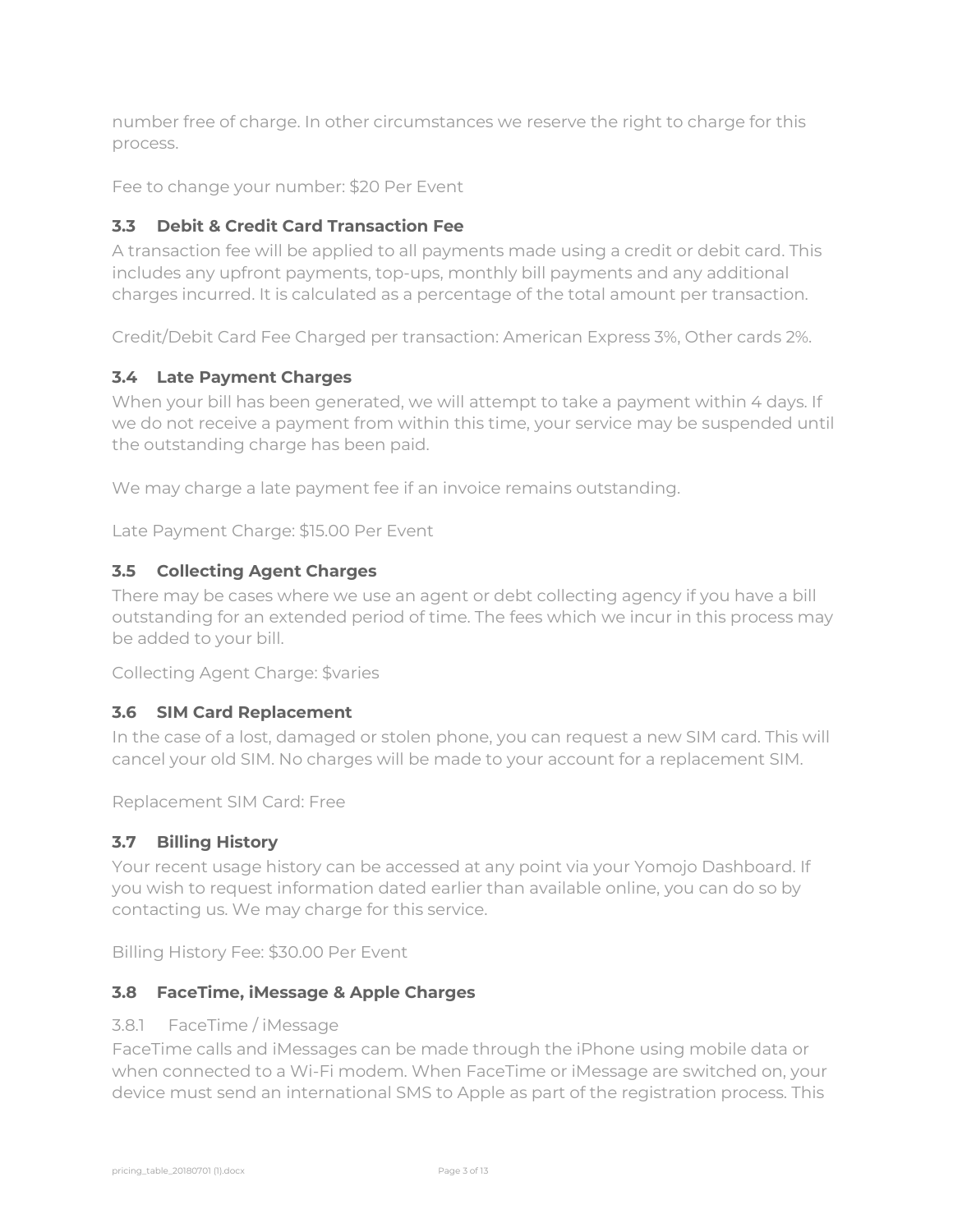number free of charge. In other circumstances we reserve the right to charge for this process.

Fee to change your number: $20 Per Event

### 3.3 Debit & Credit Card Transaction Fee

A transaction fee will be applied to all payments made using a credit or debit card. This includes any upfront payments, top-ups, monthly bill payments and any additional charges incurred. It is calculated as a percentage of the total amount per transaction.

Credit/Debit Card Fee Charged per transaction: American Express 3%, Other cards 2%.

### 3.4 Late Payment Charges

When your bill has been generated, we will attempt to take a payment within 4 days. If we do not receive a payment from within this time, your service may be suspended until the outstanding charge has been paid.

We may charge a late payment fee if an invoice remains outstanding.

Late Payment Charge: $15.00 Per Event

### 3.5 Collecting Agent Charges

There may be cases where we use an agent or debt collecting agency if you have a bill outstanding for an extended period of time. The fees which we incur in this process may be added to your bill.

Collecting Agent Charge: $varies

### 3.6 SIM Card Replacement

In the case of a lost, damaged or stolen phone, you can request a new SIM card. This will cancel your old SIM. No charges will be made to your account for a replacement SIM.

Replacement SIM Card: Free

### 3.7 Billing History

Your recent usage history can be accessed at any point via your Yomojo Dashboard. If you wish to request information dated earlier than available online, you can do so by contacting us. We may charge for this service.

Billing History Fee: $30.00 Per Event

### 3.8 FaceTime, iMessage & Apple Charges

#### 3.8.1 FaceTime / iMessage

FaceTime calls and iMessages can be made through the iPhone using mobile data or when connected to a Wi-Fi modem. When FaceTime or iMessage are switched on, your device must send an international SMS to Apple as part of the registration process. This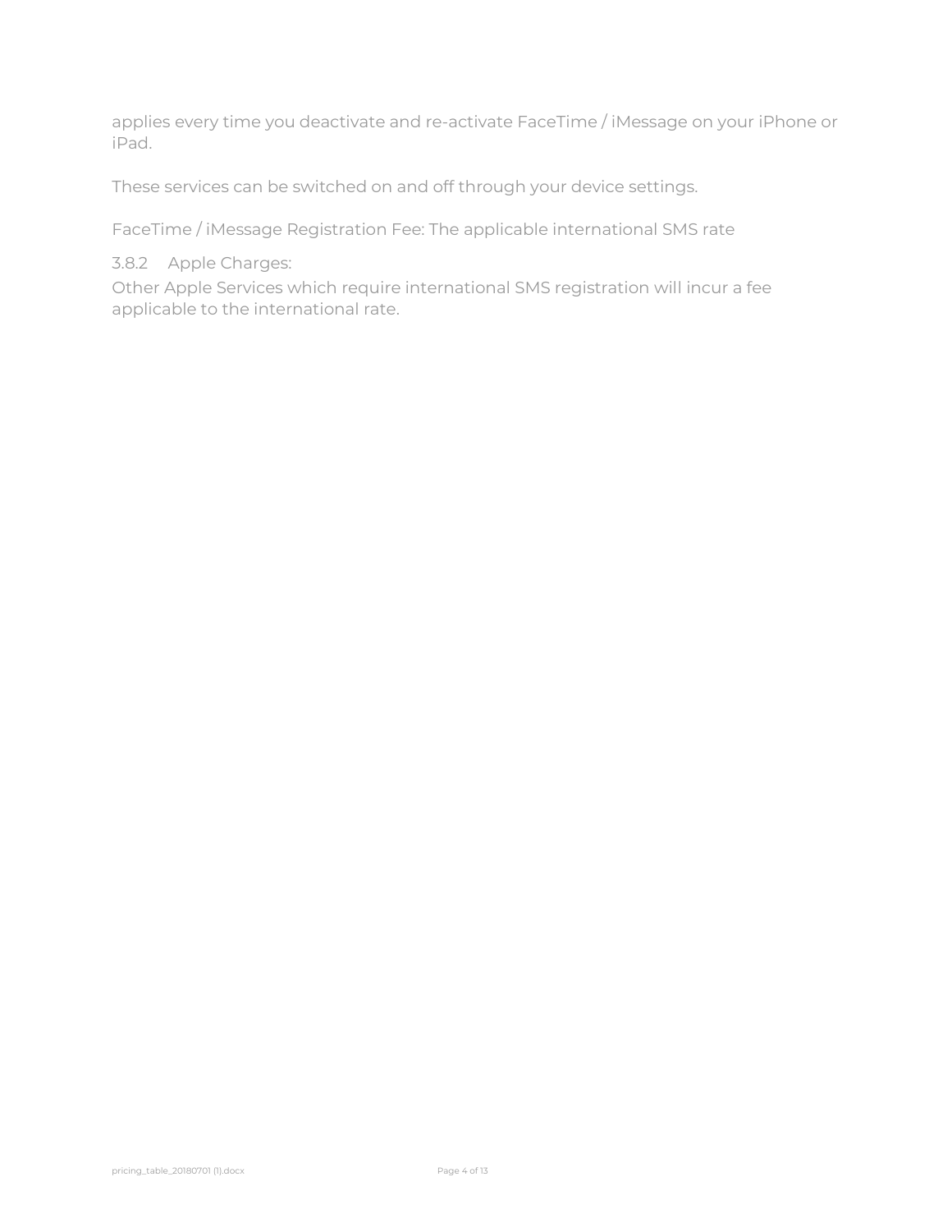applies every time you deactivate and re-activate FaceTime / iMessage on your iPhone or iPad.

These services can be switched on and off through your device settings.

FaceTime / iMessage Registration Fee: The applicable international SMS rate

3.8.2 Apple Charges:

Other Apple Services which require international SMS registration will incur a fee applicable to the international rate.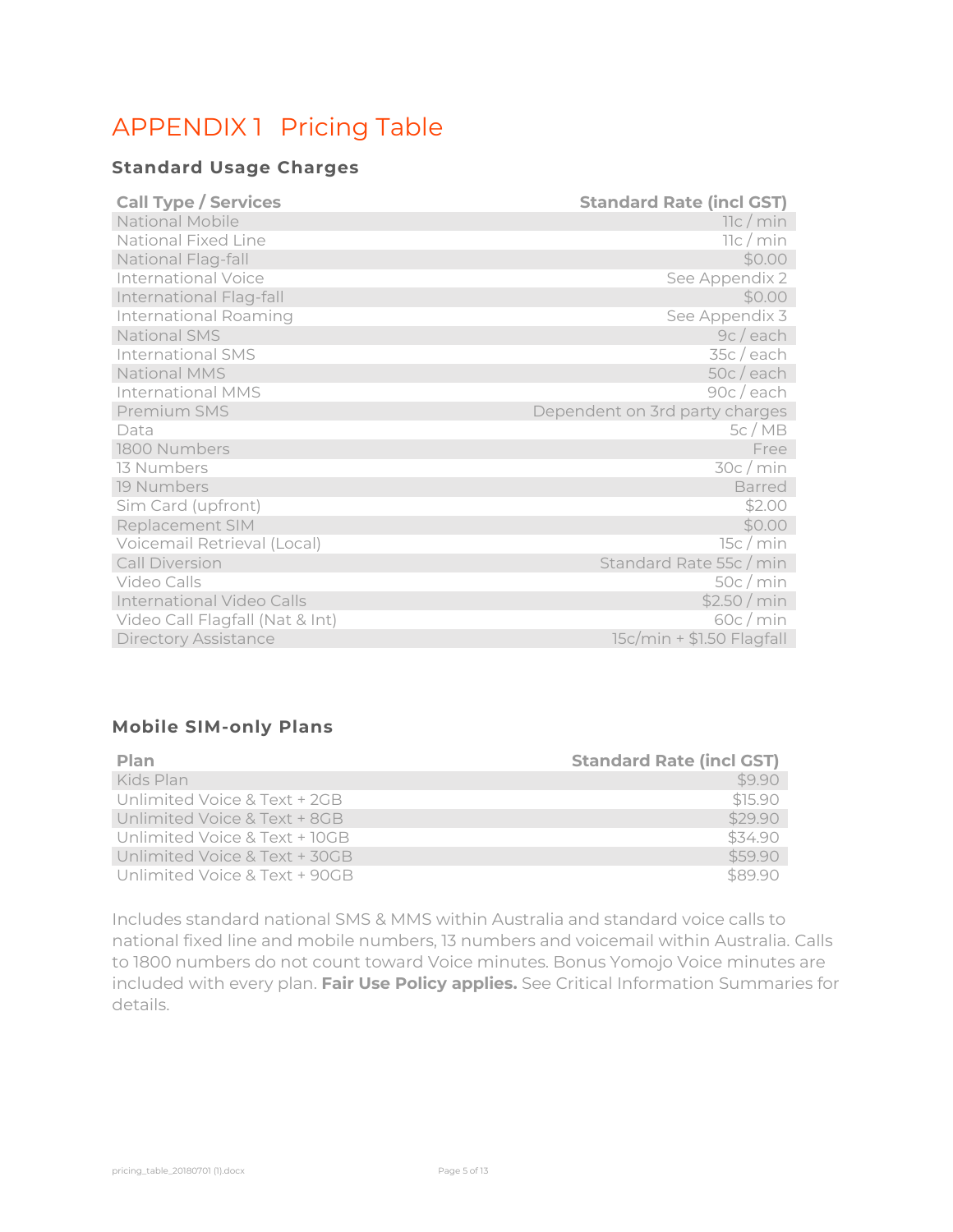# APPENDIX 1 Pricing Table

### Standard Usage Charges

| Call Type / Services | Standard Rate (incl GST) |
|---|---|
| National Mobile | 11c / min |
| National Fixed Line | 11c / min |
| National Flag-fall | $0.00 |
| International Voice | See Appendix 2 |
| International Flag-fall | $0.00 |
| International Roaming | See Appendix 3 |
| National SMS | 9c / each |
| International SMS | 35c / each |
| National MMS | 50c / each |
| International MMS | 90c / each |
| Premium SMS | Dependent on 3rd party charges |
| Data | 5c / MB |
| 1800 Numbers | Free |
| 13 Numbers | 30c / min |
| 19 Numbers | Barred |
| Sim Card (upfront) | $2.00 |
| Replacement SIM | $0.00 |
| Voicemail Retrieval (Local) | 15c / min |
| Call Diversion | Standard Rate 55c / min |
| Video Calls | 50c / min |
| International Video Calls | $2.50 / min |
| Video Call Flagfall (Nat & Int) | 60c / min |
| Directory Assistance | 15c/min + $1.50 Flagfall |

### Mobile SIM-only Plans

| Plan | Standard Rate (incl GST) |
|---|---|
| Kids Plan | $9.90 |
| Unlimited Voice & Text + 2GB | $15.90 |
| Unlimited Voice & Text + 8GB | $29.90 |
| Unlimited Voice & Text + 10GB | $34.90 |
| Unlimited Voice & Text + 30GB | $59.90 |
| Unlimited Voice & Text + 90GB | $89.90 |

Includes standard national SMS & MMS within Australia and standard voice calls to national fixed line and mobile numbers, 13 numbers and voicemail within Australia. Calls to 1800 numbers do not count toward Voice minutes. Bonus Yomojo Voice minutes are included with every plan. **Fair Use Policy applies.** See Critical Information Summaries for details.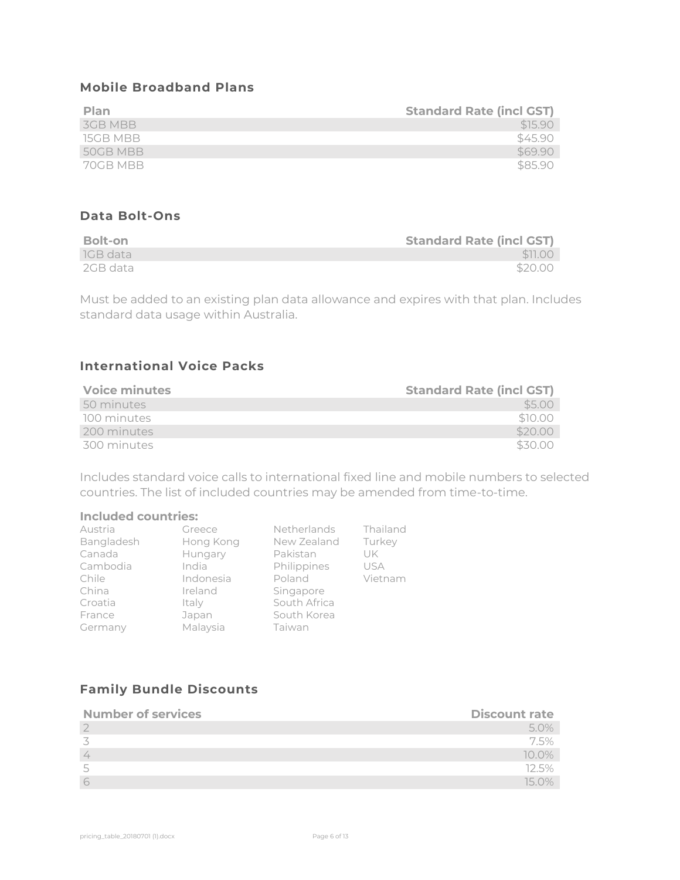### Mobile Broadband Plans

| Plan | Standard Rate (incl GST) |
|---|---:|
| 3GB MBB | $15.90 |
| 15GB MBB | $45.90 |
| 50GB MBB | $69.90 |
| 70GB MBB | $85.90 |

### Data Bolt-Ons

| Bolt-on | Standard Rate (incl GST) |
|---|---:|
| 1GB data | $11.00 |
| 2GB data | $20.00 |

Must be added to an existing plan data allowance and expires with that plan. Includes standard data usage within Australia.

### International Voice Packs

| Voice minutes | Standard Rate (incl GST) |
|---|---:|
| 50 minutes | $5.00 |
| 100 minutes | $10.00 |
| 200 minutes | $20.00 |
| 300 minutes | $30.00 |

Includes standard voice calls to international fixed line and mobile numbers to selected countries. The list of included countries may be amended from time-to-time.

**Included countries:**

- Austria
- Bangladesh
- Canada
- Cambodia
- Chile
- China
- Croatia
- France
- Germany
- Greece
- Hong Kong
- Hungary
- India
- Indonesia
- Ireland
- Italy
- Japan
- Malaysia
- Netherlands
- New Zealand
- Pakistan
- Philippines
- Poland
- Singapore
- South Africa
- South Korea
- Taiwan
- Thailand
- Turkey
- UK
- USA
- Vietnam

### Family Bundle Discounts

| Number of services | Discount rate |
|---|---:|
| 2 | 5.0% |
| 3 | 7.5% |
| 4 | 10.0% |
| 5 | 12.5% |
| 6 | 15.0% |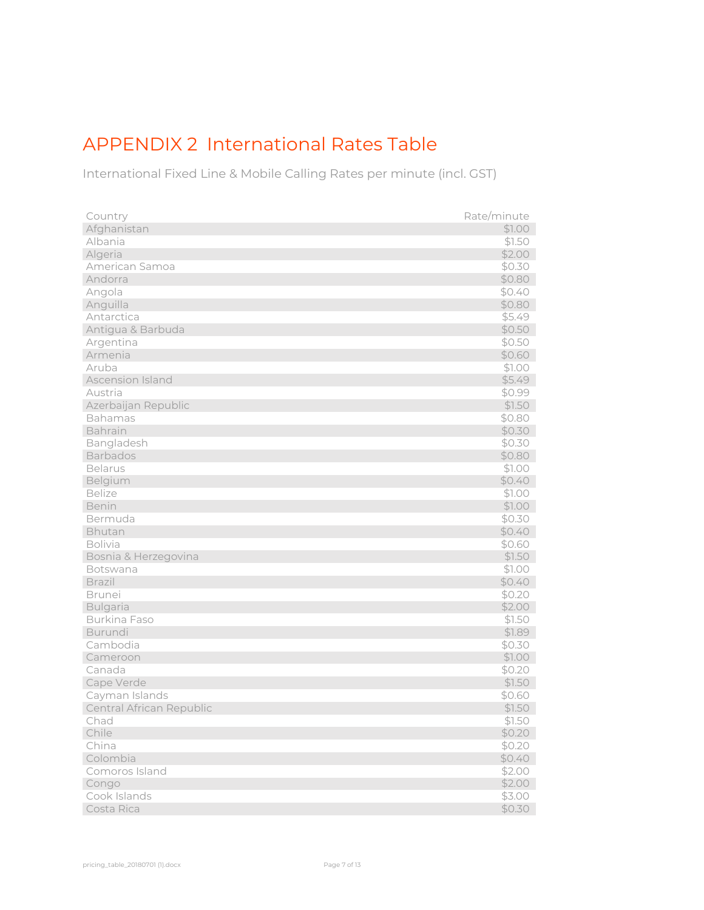# APPENDIX 2 International Rates Table

International Fixed Line & Mobile Calling Rates per minute (incl. GST)

| Country | Rate/minute |
|---|---|
| Afghanistan | $1.00 |
| Albania | $1.50 |
| Algeria | $2.00 |
| American Samoa | $0.30 |
| Andorra | $0.80 |
| Angola | $0.40 |
| Anguilla | $0.80 |
| Antarctica | $5.49 |
| Antigua & Barbuda | $0.50 |
| Argentina | $0.50 |
| Armenia | $0.60 |
| Aruba | $1.00 |
| Ascension Island | $5.49 |
| Austria | $0.99 |
| Azerbaijan Republic | $1.50 |
| Bahamas | $0.80 |
| Bahrain | $0.30 |
| Bangladesh | $0.30 |
| Barbados | $0.80 |
| Belarus | $1.00 |
| Belgium | $0.40 |
| Belize | $1.00 |
| Benin | $1.00 |
| Bermuda | $0.30 |
| Bhutan | $0.40 |
| Bolivia | $0.60 |
| Bosnia & Herzegovina | $1.50 |
| Botswana | $1.00 |
| Brazil | $0.40 |
| Brunei | $0.20 |
| Bulgaria | $2.00 |
| Burkina Faso | $1.50 |
| Burundi | $1.89 |
| Cambodia | $0.30 |
| Cameroon | $1.00 |
| Canada | $0.20 |
| Cape Verde | $1.50 |
| Cayman Islands | $0.60 |
| Central African Republic | $1.50 |
| Chad | $1.50 |
| Chile | $0.20 |
| China | $0.20 |
| Colombia | $0.40 |
| Comoros Island | $2.00 |
| Congo | $2.00 |
| Cook Islands | $3.00 |
| Costa Rica | $0.30 |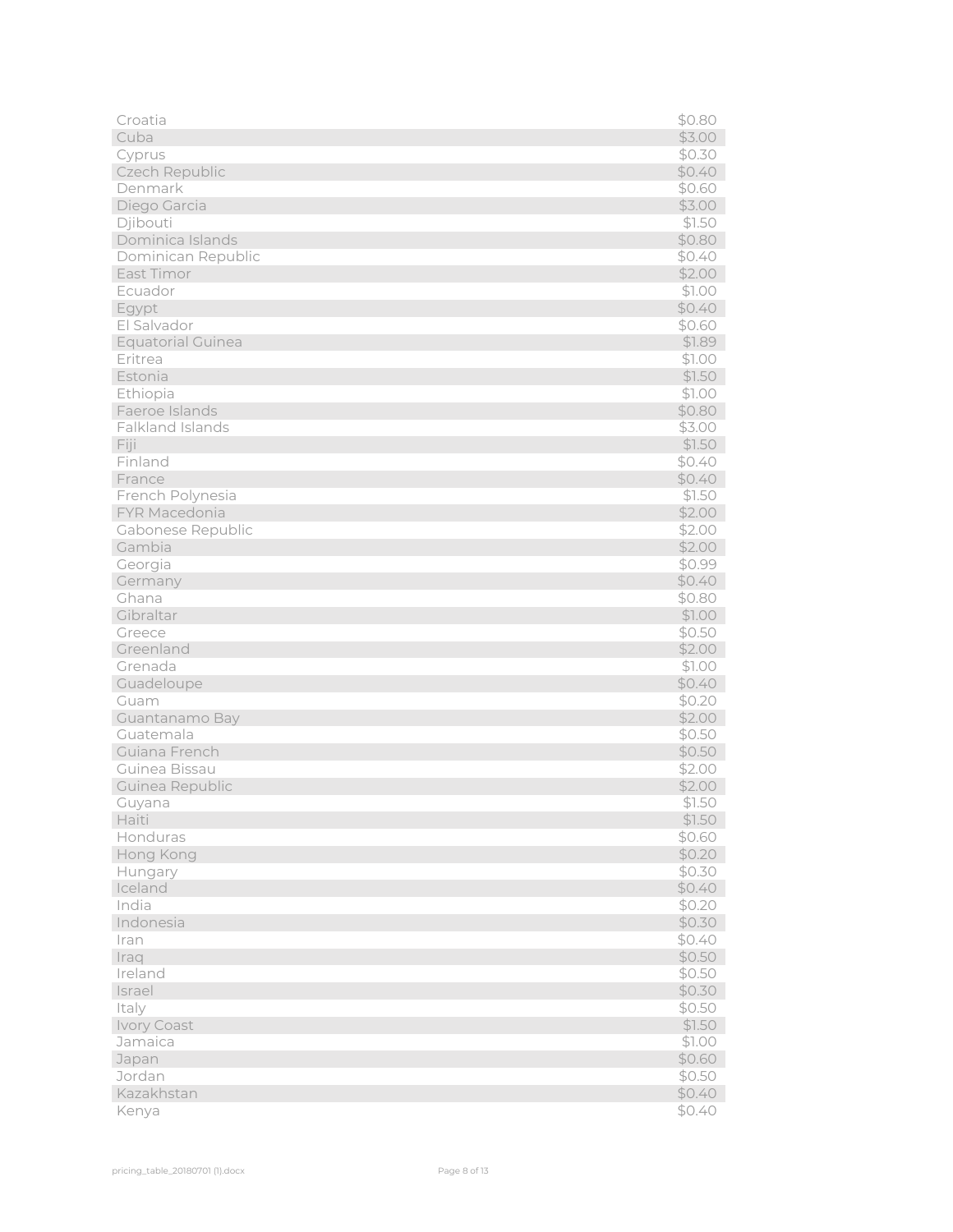| | |
|---|---|
| Croatia | $0.80 |
| Cuba | $3.00 |
| Cyprus | $0.30 |
| Czech Republic | $0.40 |
| Denmark | $0.60 |
| Diego Garcia | $3.00 |
| Djibouti | $1.50 |
| Dominica Islands | $0.80 |
| Dominican Republic | $0.40 |
| East Timor | $2.00 |
| Ecuador | $1.00 |
| Egypt | $0.40 |
| El Salvador | $0.60 |
| Equatorial Guinea | $1.89 |
| Eritrea | $1.00 |
| Estonia | $1.50 |
| Ethiopia | $1.00 |
| Faeroe Islands | $0.80 |
| Falkland Islands | $3.00 |
| Fiji | $1.50 |
| Finland | $0.40 |
| France | $0.40 |
| French Polynesia | $1.50 |
| FYR Macedonia | $2.00 |
| Gabonese Republic | $2.00 |
| Gambia | $2.00 |
| Georgia | $0.99 |
| Germany | $0.40 |
| Ghana | $0.80 |
| Gibraltar | $1.00 |
| Greece | $0.50 |
| Greenland | $2.00 |
| Grenada | $1.00 |
| Guadeloupe | $0.40 |
| Guam | $0.20 |
| Guantanamo Bay | $2.00 |
| Guatemala | $0.50 |
| Guiana French | $0.50 |
| Guinea Bissau | $2.00 |
| Guinea Republic | $2.00 |
| Guyana | $1.50 |
| Haiti | $1.50 |
| Honduras | $0.60 |
| Hong Kong | $0.20 |
| Hungary | $0.30 |
| Iceland | $0.40 |
| India | $0.20 |
| Indonesia | $0.30 |
| Iran | $0.40 |
| Iraq | $0.50 |
| Ireland | $0.50 |
| Israel | $0.30 |
| Italy | $0.50 |
| Ivory Coast | $1.50 |
| Jamaica | $1.00 |
| Japan | $0.60 |
| Jordan | $0.50 |
| Kazakhstan | $0.40 |
| Kenya | $0.40 |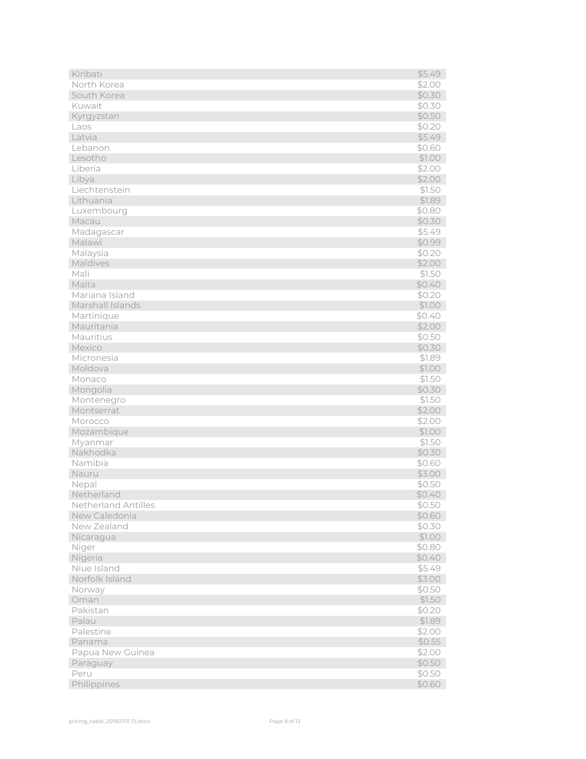| | |
|---|---|
| Kiribati | $5.49 |
| North Korea | $2.00 |
| South Korea | $0.30 |
| Kuwait | $0.30 |
| Kyrgyzstan | $0.50 |
| Laos | $0.20 |
| Latvia | $5.49 |
| Lebanon | $0.60 |
| Lesotho | $1.00 |
| Liberia | $2.00 |
| Libya | $2.00 |
| Liechtenstein | $1.50 |
| Lithuania | $1.89 |
| Luxembourg | $0.80 |
| Macau | $0.30 |
| Madagascar | $5.49 |
| Malawi | $0.99 |
| Malaysia | $0.20 |
| Maldives | $2.00 |
| Mali | $1.50 |
| Malta | $0.40 |
| Mariana Island | $0.20 |
| Marshall Islands | $1.00 |
| Martinique | $0.40 |
| Mauritania | $2.00 |
| Mauritius | $0.50 |
| Mexico | $0.30 |
| Micronesia | $1.89 |
| Moldova | $1.00 |
| Monaco | $1.50 |
| Mongolia | $0.30 |
| Montenegro | $1.50 |
| Montserrat | $2.00 |
| Morocco | $2.00 |
| Mozambique | $1.00 |
| Myanmar | $1.50 |
| Nakhodka | $0.30 |
| Namibia | $0.60 |
| Nauru | $3.00 |
| Nepal | $0.50 |
| Netherland | $0.40 |
| Netherland Antilles | $0.50 |
| New Caledonia | $0.60 |
| New Zealand | $0.30 |
| Nicaragua | $1.00 |
| Niger | $0.80 |
| Nigeria | $0.40 |
| Niue Island | $5.49 |
| Norfolk Island | $3.00 |
| Norway | $0.50 |
| Oman | $1.50 |
| Pakistan | $0.20 |
| Palau | $1.89 |
| Palestine | $2.00 |
| Panama | $0.55 |
| Papua New Guinea | $2.00 |
| Paraguay | $0.50 |
| Peru | $0.50 |
| Philippines | $0.60 |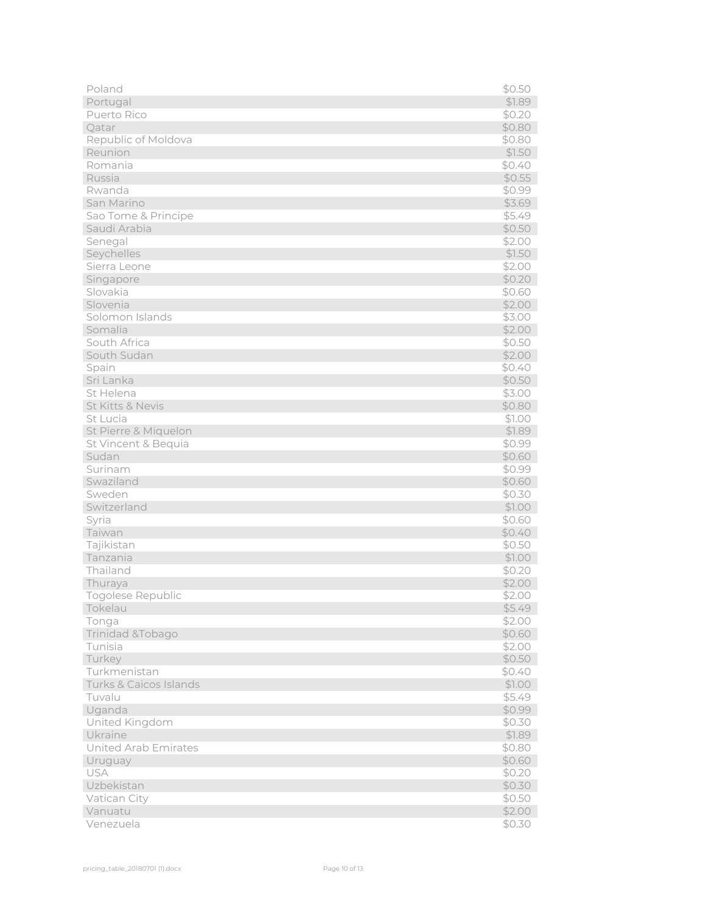| | |
|---|---|
| Poland | $0.50 |
| Portugal | $1.89 |
| Puerto Rico | $0.20 |
| Qatar | $0.80 |
| Republic of Moldova | $0.80 |
| Reunion | $1.50 |
| Romania | $0.40 |
| Russia | $0.55 |
| Rwanda | $0.99 |
| San Marino | $3.69 |
| Sao Tome & Principe | $5.49 |
| Saudi Arabia | $0.50 |
| Senegal | $2.00 |
| Seychelles | $1.50 |
| Sierra Leone | $2.00 |
| Singapore | $0.20 |
| Slovakia | $0.60 |
| Slovenia | $2.00 |
| Solomon Islands | $3.00 |
| Somalia | $2.00 |
| South Africa | $0.50 |
| South Sudan | $2.00 |
| Spain | $0.40 |
| Sri Lanka | $0.50 |
| St Helena | $3.00 |
| St Kitts & Nevis | $0.80 |
| St Lucia | $1.00 |
| St Pierre & Miquelon | $1.89 |
| St Vincent & Bequia | $0.99 |
| Sudan | $0.60 |
| Surinam | $0.99 |
| Swaziland | $0.60 |
| Sweden | $0.30 |
| Switzerland | $1.00 |
| Syria | $0.60 |
| Taiwan | $0.40 |
| Tajikistan | $0.50 |
| Tanzania | $1.00 |
| Thailand | $0.20 |
| Thuraya | $2.00 |
| Togolese Republic | $2.00 |
| Tokelau | $5.49 |
| Tonga | $2.00 |
| Trinidad &Tobago | $0.60 |
| Tunisia | $2.00 |
| Turkey | $0.50 |
| Turkmenistan | $0.40 |
| Turks & Caicos Islands | $1.00 |
| Tuvalu | $5.49 |
| Uganda | $0.99 |
| United Kingdom | $0.30 |
| Ukraine | $1.89 |
| United Arab Emirates | $0.80 |
| Uruguay | $0.60 |
| USA | $0.20 |
| Uzbekistan | $0.30 |
| Vatican City | $0.50 |
| Vanuatu | $2.00 |
| Venezuela | $0.30 |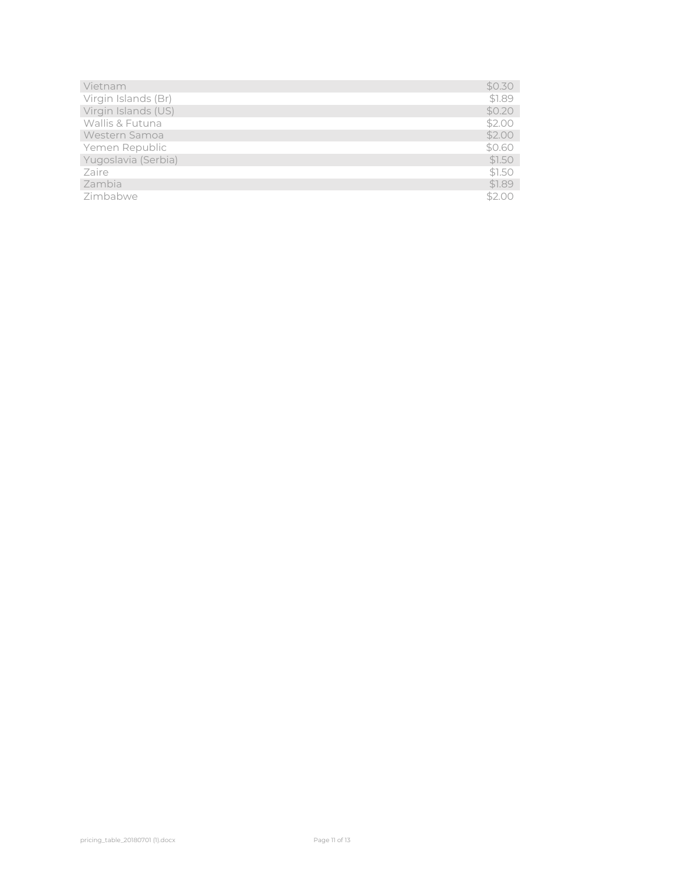| | |
|---|---|
| Vietnam | $0.30 |
| Virgin Islands (Br) | $1.89 |
| Virgin Islands (US) | $0.20 |
| Wallis & Futuna | $2.00 |
| Western Samoa | $2.00 |
| Yemen Republic | $0.60 |
| Yugoslavia (Serbia) | $1.50 |
| Zaire | $1.50 |
| Zambia | $1.89 |
| Zimbabwe | $2.00 |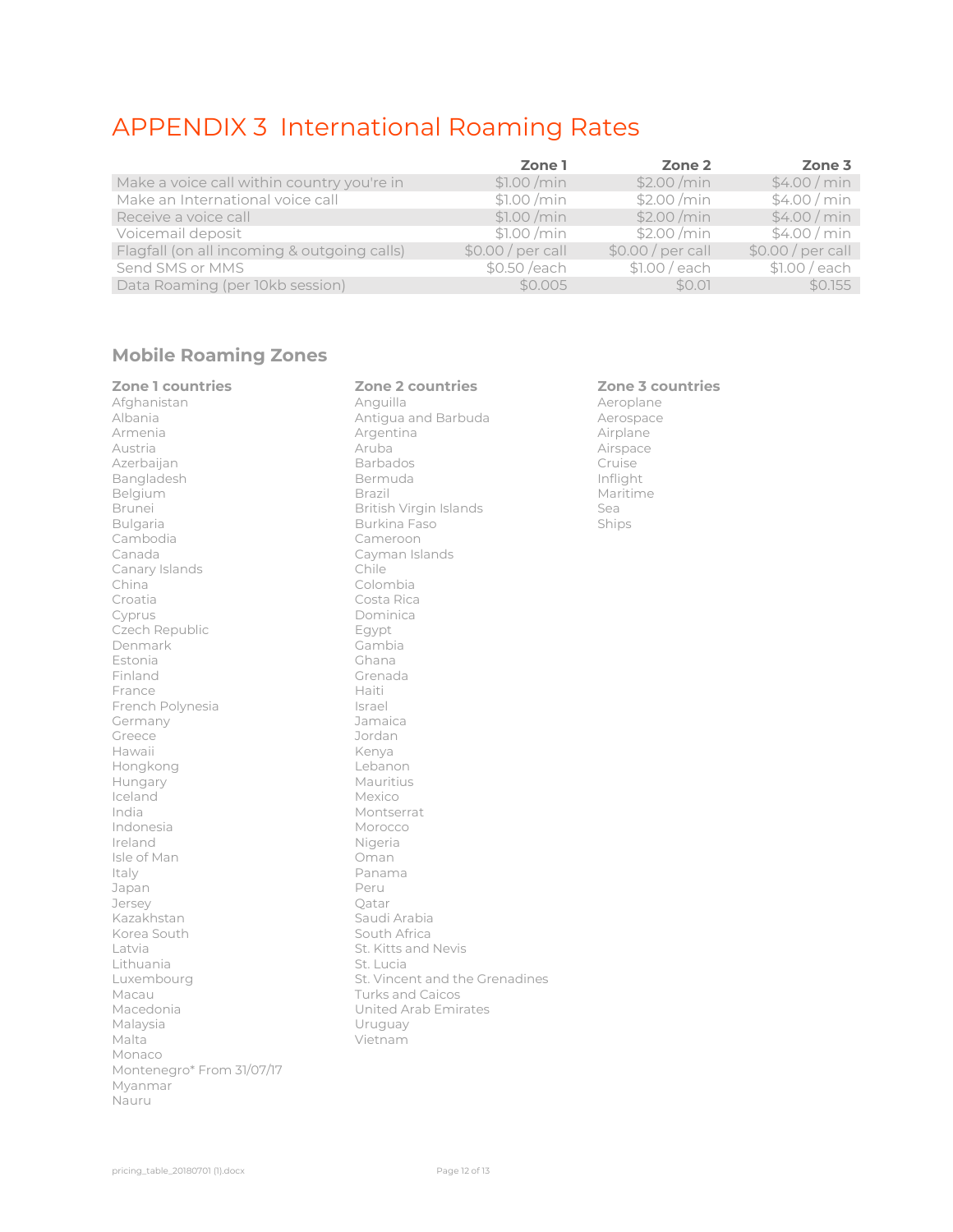# APPENDIX 3 International Roaming Rates

| | Zone 1 | Zone 2 | Zone 3 |
|---|---|---|---|
| Make a voice call within country you're in | $1.00 /min | $2.00 /min | $4.00 / min |
| Make an International voice call | $1.00 /min | $2.00 /min | $4.00 / min |
| Receive a voice call | $1.00 /min | $2.00 /min | $4.00 / min |
| Voicemail deposit | $1.00 /min | $2.00 /min | $4.00 / min |
| Flagfall (on all incoming & outgoing calls) | $0.00 / per call | $0.00 / per call | $0.00 / per call |
| Send SMS or MMS | $0.50 /each | $1.00 / each | $1.00 / each |
| Data Roaming (per 10kb session) | $0.005 | $0.01 | $0.155 |

## Mobile Roaming Zones

### Zone 1 countries

Afghanistan
Albania
Armenia
Austria
Azerbaijan
Bangladesh
Belgium
Brunei
Bulgaria
Cambodia
Canada
Canary Islands
China
Croatia
Cyprus
Czech Republic
Denmark
Estonia
Finland
France
French Polynesia
Germany
Greece
Hawaii
Hongkong
Hungary
Iceland
India
Indonesia
Ireland
Isle of Man
Italy
Japan
Jersey
Kazakhstan
Korea South
Latvia
Lithuania
Luxembourg
Macau
Macedonia
Malaysia
Malta
Monaco
Montenegro* From 31/07/17
Myanmar
Nauru

### Zone 2 countries

Anguilla
Antigua and Barbuda
Argentina
Aruba
Barbados
Bermuda
Brazil
British Virgin Islands
Burkina Faso
Cameroon
Cayman Islands
Chile
Colombia
Costa Rica
Dominica
Egypt
Gambia
Ghana
Grenada
Haiti
Israel
Jamaica
Jordan
Kenya
Lebanon
Mauritius
Mexico
Montserrat
Morocco
Nigeria
Oman
Panama
Peru
Qatar
Saudi Arabia
South Africa
St. Kitts and Nevis
St. Lucia
St. Vincent and the Grenadines
Turks and Caicos
United Arab Emirates
Uruguay
Vietnam

### Zone 3 countries

Aeroplane
Aerospace
Airplane
Airspace
Cruise
Inflight
Maritime
Sea
Ships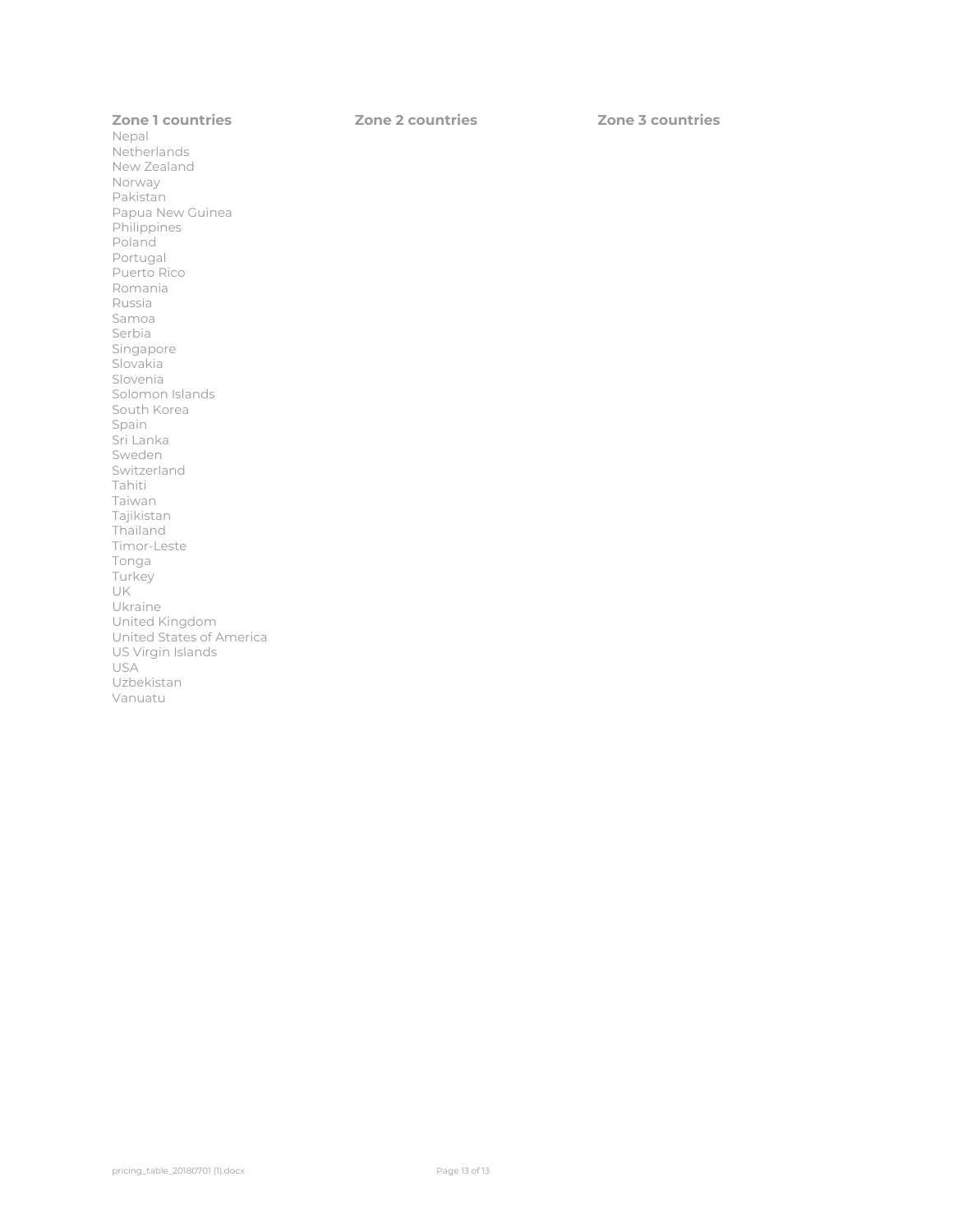| Zone 1 countries | Zone 2 countries | Zone 3 countries |
| --- | --- | --- |
| Nepal | | |
| Netherlands | | |
| New Zealand | | |
| Norway | | |
| Pakistan | | |
| Papua New Guinea | | |
| Philippines | | |
| Poland | | |
| Portugal | | |
| Puerto Rico | | |
| Romania | | |
| Russia | | |
| Samoa | | |
| Serbia | | |
| Singapore | | |
| Slovakia | | |
| Slovenia | | |
| Solomon Islands | | |
| South Korea | | |
| Spain | | |
| Sri Lanka | | |
| Sweden | | |
| Switzerland | | |
| Tahiti | | |
| Taiwan | | |
| Tajikistan | | |
| Thailand | | |
| Timor-Leste | | |
| Tonga | | |
| Turkey | | |
| UK | | |
| Ukraine | | |
| United Kingdom | | |
| United States of America | | |
| US Virgin Islands | | |
| USA | | |
| Uzbekistan | | |
| Vanuatu | | |